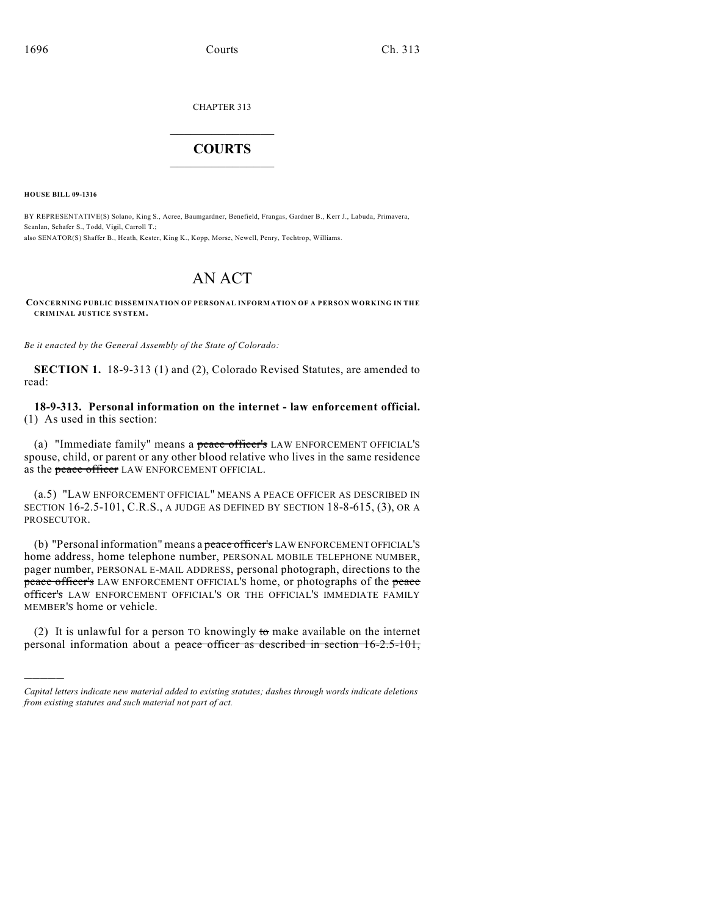CHAPTER 313

## COURTS

**HOUSE BILL 09-1316**

BY REPRESENTATIVE(S) Solano, King S., Acree, Baumgardner, Benefield, Frangas, Gardner B., Kerr J., Labuda, Primavera, Scanlan, Schafer S., Todd, Vigil, Carroll T.;
also SENATOR(S) Shaffer B., Heath, Kester, King K., Kopp, Morse, Newell, Penry, Tochtrop, Williams.

# AN ACT

**CONCERNING PUBLIC DISSEMINATION OF PERSONAL INFORMATION OF A PERSON WORKING IN THE CRIMINAL JUSTICE SYSTEM.**

*Be it enacted by the General Assembly of the State of Colorado:*

**SECTION 1.** 18-9-313 (1) and (2), Colorado Revised Statutes, are amended to read:

**18-9-313. Personal information on the internet - law enforcement official.** (1) As used in this section:

(a) "Immediate family" means a ~~peace officer's~~ LAW ENFORCEMENT OFFICIAL'S spouse, child, or parent or any other blood relative who lives in the same residence as the ~~peace officer~~ LAW ENFORCEMENT OFFICIAL.

(a.5) "LAW ENFORCEMENT OFFICIAL" MEANS A PEACE OFFICER AS DESCRIBED IN SECTION 16-2.5-101, C.R.S., A JUDGE AS DEFINED BY SECTION 18-8-615, (3), OR A PROSECUTOR.

(b) "Personal information" means a ~~peace officer's~~ LAW ENFORCEMENT OFFICIAL'S home address, home telephone number, PERSONAL MOBILE TELEPHONE NUMBER, pager number, PERSONAL E-MAIL ADDRESS, personal photograph, directions to the ~~peace officer's~~ LAW ENFORCEMENT OFFICIAL'S home, or photographs of the ~~peace officer's~~ LAW ENFORCEMENT OFFICIAL'S OR THE OFFICIAL'S IMMEDIATE FAMILY MEMBER'S home or vehicle.

(2) It is unlawful for a person TO knowingly ~~to~~ make available on the internet personal information about a ~~peace officer as described in section 16-2.5-101,~~

---

*Capital letters indicate new material added to existing statutes; dashes through words indicate deletions from existing statutes and such material not part of act.*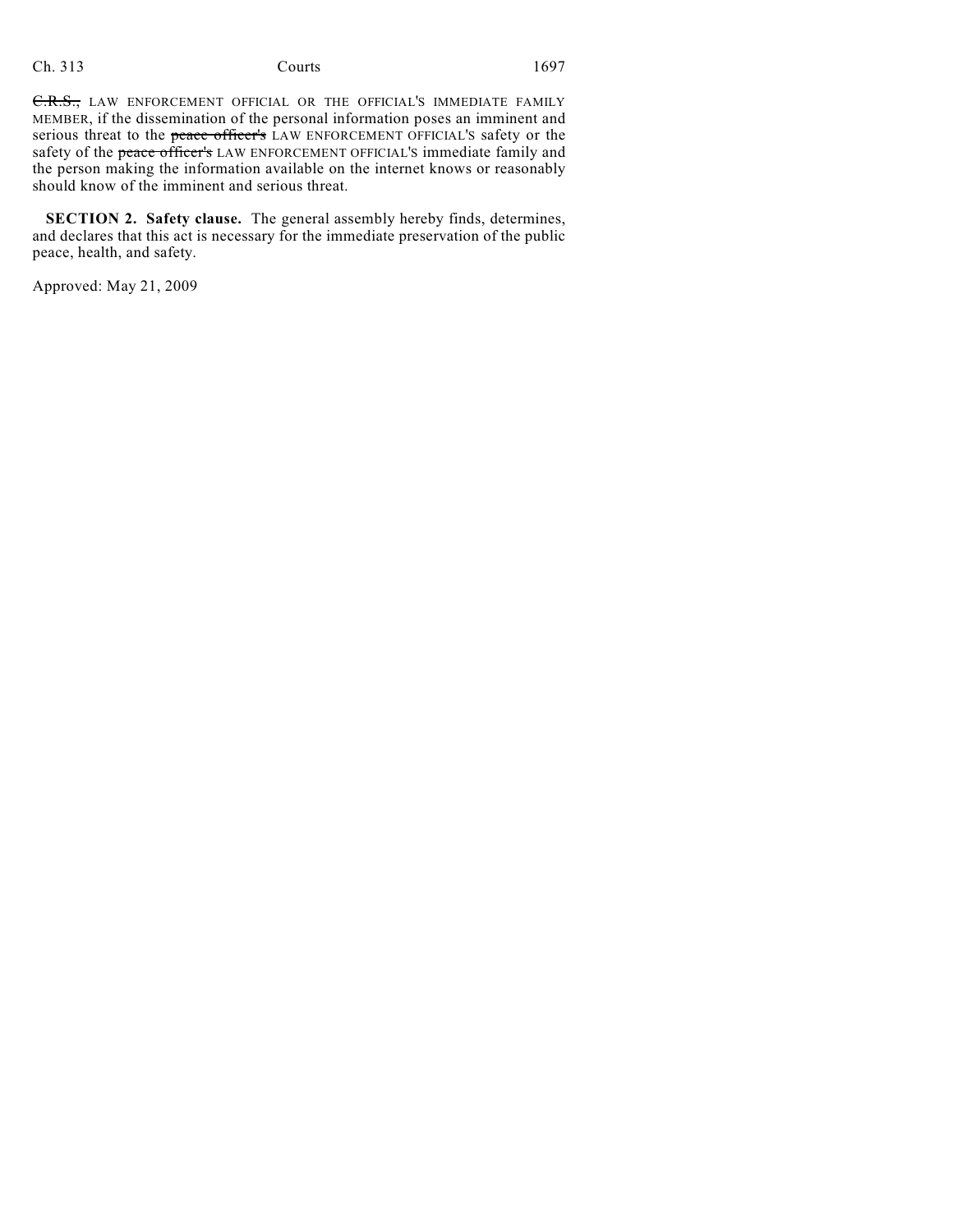~~C.R.S.,~~ LAW ENFORCEMENT OFFICIAL OR THE OFFICIAL'S IMMEDIATE FAMILY MEMBER, if the dissemination of the personal information poses an imminent and serious threat to the ~~peace officer's~~ LAW ENFORCEMENT OFFICIAL'S safety or the safety of the ~~peace officer's~~ LAW ENFORCEMENT OFFICIAL'S immediate family and the person making the information available on the internet knows or reasonably should know of the imminent and serious threat.

**SECTION 2. Safety clause.** The general assembly hereby finds, determines, and declares that this act is necessary for the immediate preservation of the public peace, health, and safety.

Approved: May 21, 2009